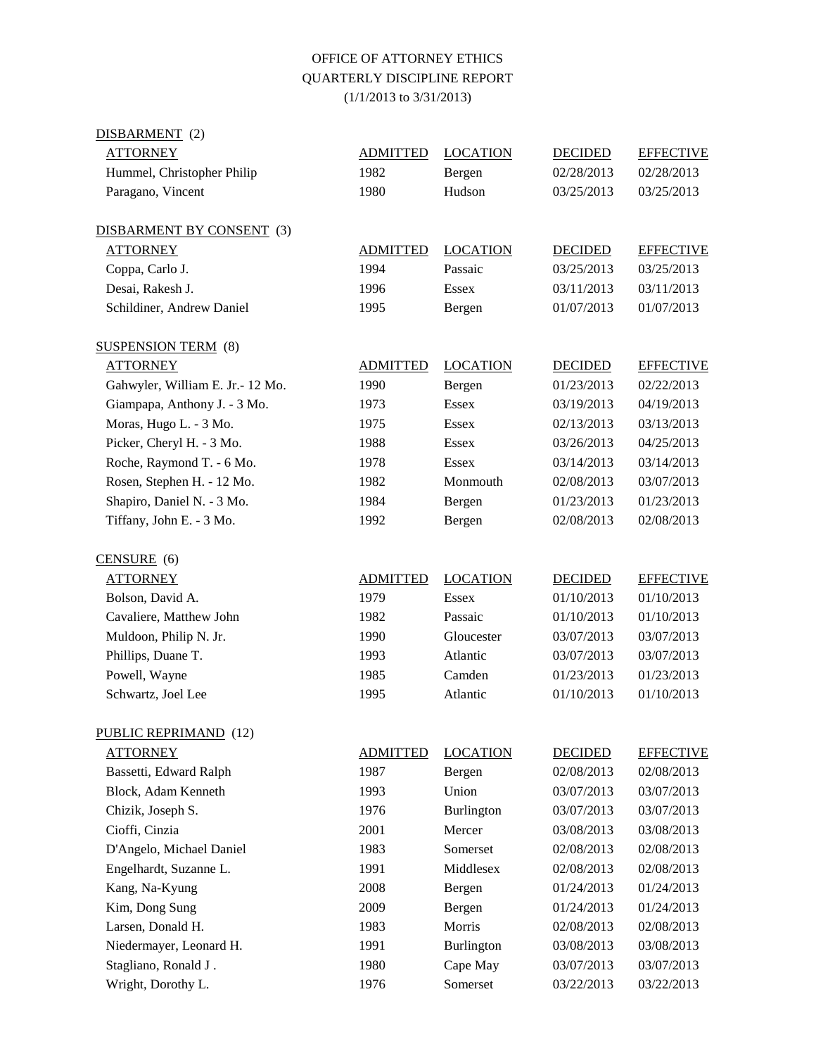# OFFICE OF ATTORNEY ETHICS
## QUARTERLY DISCIPLINE REPORT
(1/1/2013 to 3/31/2013)

### DISBARMENT (2)

| ATTORNEY | ADMITTED | LOCATION | DECIDED | EFFECTIVE |
|---|---|---|---|---|
| Hummel, Christopher Philip | 1982 | Bergen | 02/28/2013 | 02/28/2013 |
| Paragano, Vincent | 1980 | Hudson | 03/25/2013 | 03/25/2013 |

### DISBARMENT BY CONSENT (3)

| ATTORNEY | ADMITTED | LOCATION | DECIDED | EFFECTIVE |
|---|---|---|---|---|
| Coppa, Carlo J. | 1994 | Passaic | 03/25/2013 | 03/25/2013 |
| Desai, Rakesh J. | 1996 | Essex | 03/11/2013 | 03/11/2013 |
| Schildiner, Andrew Daniel | 1995 | Bergen | 01/07/2013 | 01/07/2013 |

### SUSPENSION TERM (8)

| ATTORNEY | ADMITTED | LOCATION | DECIDED | EFFECTIVE |
|---|---|---|---|---|
| Gahwyler, William E. Jr.- 12 Mo. | 1990 | Bergen | 01/23/2013 | 02/22/2013 |
| Giampapa, Anthony J. - 3 Mo. | 1973 | Essex | 03/19/2013 | 04/19/2013 |
| Moras, Hugo L. - 3 Mo. | 1975 | Essex | 02/13/2013 | 03/13/2013 |
| Picker, Cheryl H. - 3 Mo. | 1988 | Essex | 03/26/2013 | 04/25/2013 |
| Roche, Raymond T. - 6 Mo. | 1978 | Essex | 03/14/2013 | 03/14/2013 |
| Rosen, Stephen H. - 12 Mo. | 1982 | Monmouth | 02/08/2013 | 03/07/2013 |
| Shapiro, Daniel N. - 3 Mo. | 1984 | Bergen | 01/23/2013 | 01/23/2013 |
| Tiffany, John E. - 3 Mo. | 1992 | Bergen | 02/08/2013 | 02/08/2013 |

### CENSURE (6)

| ATTORNEY | ADMITTED | LOCATION | DECIDED | EFFECTIVE |
|---|---|---|---|---|
| Bolson, David A. | 1979 | Essex | 01/10/2013 | 01/10/2013 |
| Cavaliere, Matthew John | 1982 | Passaic | 01/10/2013 | 01/10/2013 |
| Muldoon, Philip N. Jr. | 1990 | Gloucester | 03/07/2013 | 03/07/2013 |
| Phillips, Duane T. | 1993 | Atlantic | 03/07/2013 | 03/07/2013 |
| Powell, Wayne | 1985 | Camden | 01/23/2013 | 01/23/2013 |
| Schwartz, Joel Lee | 1995 | Atlantic | 01/10/2013 | 01/10/2013 |

### PUBLIC REPRIMAND (12)

| ATTORNEY | ADMITTED | LOCATION | DECIDED | EFFECTIVE |
|---|---|---|---|---|
| Bassetti, Edward Ralph | 1987 | Bergen | 02/08/2013 | 02/08/2013 |
| Block, Adam Kenneth | 1993 | Union | 03/07/2013 | 03/07/2013 |
| Chizik, Joseph S. | 1976 | Burlington | 03/07/2013 | 03/07/2013 |
| Cioffi, Cinzia | 2001 | Mercer | 03/08/2013 | 03/08/2013 |
| D'Angelo, Michael Daniel | 1983 | Somerset | 02/08/2013 | 02/08/2013 |
| Engelhardt, Suzanne L. | 1991 | Middlesex | 02/08/2013 | 02/08/2013 |
| Kang, Na-Kyung | 2008 | Bergen | 01/24/2013 | 01/24/2013 |
| Kim, Dong Sung | 2009 | Bergen | 01/24/2013 | 01/24/2013 |
| Larsen, Donald H. | 1983 | Morris | 02/08/2013 | 02/08/2013 |
| Niedermayer, Leonard H. | 1991 | Burlington | 03/08/2013 | 03/08/2013 |
| Stagliano, Ronald J . | 1980 | Cape May | 03/07/2013 | 03/07/2013 |
| Wright, Dorothy L. | 1976 | Somerset | 03/22/2013 | 03/22/2013 |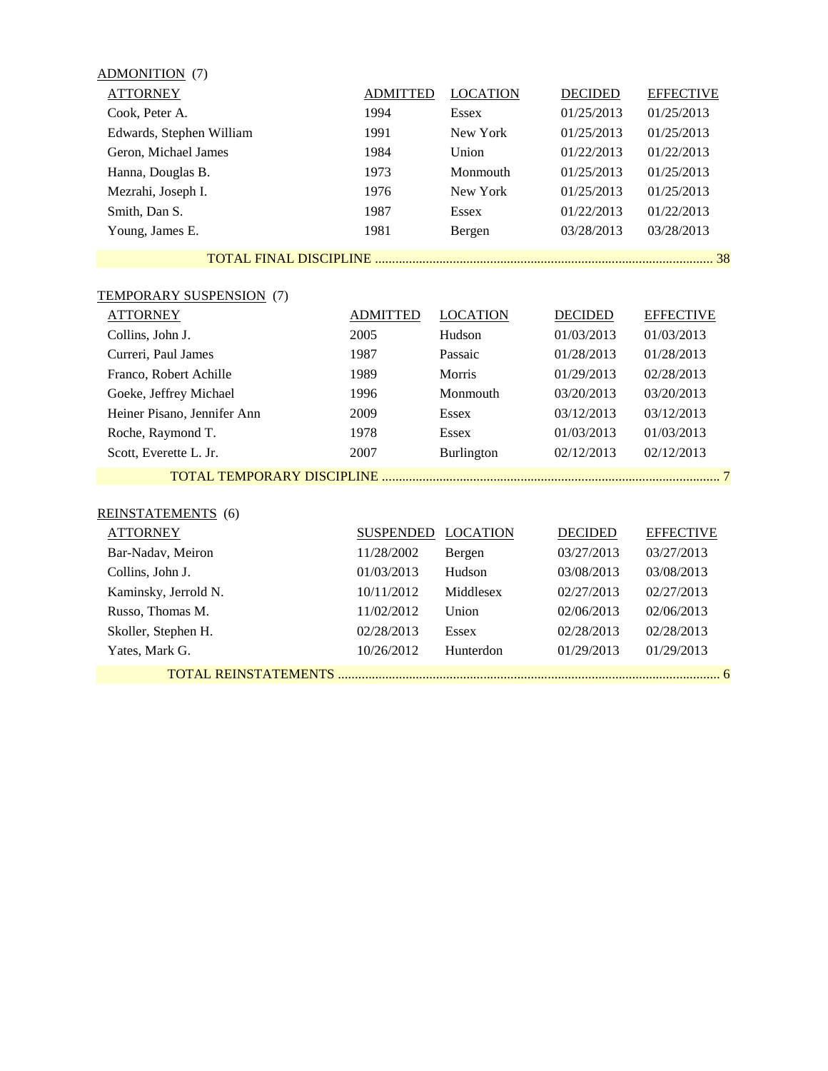ADMONITION (7)

| ATTORNEY | ADMITTED | LOCATION | DECIDED | EFFECTIVE |
|---|---|---|---|---|
| Cook, Peter A. | 1994 | Essex | 01/25/2013 | 01/25/2013 |
| Edwards, Stephen William | 1991 | New York | 01/25/2013 | 01/25/2013 |
| Geron, Michael James | 1984 | Union | 01/22/2013 | 01/22/2013 |
| Hanna, Douglas B. | 1973 | Monmouth | 01/25/2013 | 01/25/2013 |
| Mezrahi, Joseph I. | 1976 | New York | 01/25/2013 | 01/25/2013 |
| Smith, Dan S. | 1987 | Essex | 01/22/2013 | 01/22/2013 |
| Young, James E. | 1981 | Bergen | 03/28/2013 | 03/28/2013 |

TOTAL FINAL DISCIPLINE ........................................................................................................ 38

TEMPORARY SUSPENSION (7)

| ATTORNEY | ADMITTED | LOCATION | DECIDED | EFFECTIVE |
|---|---|---|---|---|
| Collins, John J. | 2005 | Hudson | 01/03/2013 | 01/03/2013 |
| Curreri, Paul James | 1987 | Passaic | 01/28/2013 | 01/28/2013 |
| Franco, Robert Achille | 1989 | Morris | 01/29/2013 | 02/28/2013 |
| Goeke, Jeffrey Michael | 1996 | Monmouth | 03/20/2013 | 03/20/2013 |
| Heiner Pisano, Jennifer Ann | 2009 | Essex | 03/12/2013 | 03/12/2013 |
| Roche, Raymond T. | 1978 | Essex | 01/03/2013 | 01/03/2013 |
| Scott, Everette L. Jr. | 2007 | Burlington | 02/12/2013 | 02/12/2013 |

TOTAL TEMPORARY DISCIPLINE ........................................................................................................ 7

REINSTATEMENTS (6)

| ATTORNEY | SUSPENDED | LOCATION | DECIDED | EFFECTIVE |
|---|---|---|---|---|
| Bar-Nadav, Meiron | 11/28/2002 | Bergen | 03/27/2013 | 03/27/2013 |
| Collins, John J. | 01/03/2013 | Hudson | 03/08/2013 | 03/08/2013 |
| Kaminsky, Jerrold N. | 10/11/2012 | Middlesex | 02/27/2013 | 02/27/2013 |
| Russo, Thomas M. | 11/02/2012 | Union | 02/06/2013 | 02/06/2013 |
| Skoller, Stephen H. | 02/28/2013 | Essex | 02/28/2013 | 02/28/2013 |
| Yates, Mark G. | 10/26/2012 | Hunterdon | 01/29/2013 | 01/29/2013 |

TOTAL REINSTATEMENTS ........................................................................................................ 6